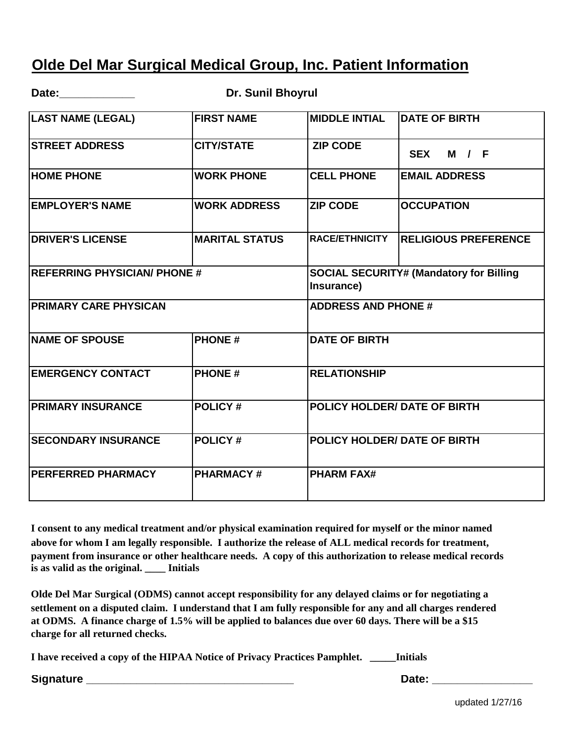# Olde Del Mar Surgical Medical Group, Inc. Patient Information

**Date:\_\_\_\_\_\_\_\_\_\_\_\_** **Dr. Sunil Bhoyrul**

| LAST NAME (LEGAL) | FIRST NAME | MIDDLE INTIAL | DATE OF BIRTH |
|---|---|---|---|
| STREET ADDRESS | CITY/STATE | ZIP CODE | SEX M / F |
| HOME PHONE | WORK PHONE | CELL PHONE | EMAIL ADDRESS |
| EMPLOYER'S NAME | WORK ADDRESS | ZIP CODE | OCCUPATION |
| DRIVER'S LICENSE | MARITAL STATUS | RACE/ETHNICITY | RELIGIOUS PREFERENCE |
| REFERRING PHYSICIAN/ PHONE # | | SOCIAL SECURITY# (Mandatory for Billing Insurance) | |
| PRIMARY CARE PHYSICAN | | ADDRESS AND PHONE # | |
| NAME OF SPOUSE | PHONE # | DATE OF BIRTH | |
| EMERGENCY CONTACT | PHONE # | RELATIONSHIP | |
| PRIMARY INSURANCE | POLICY # | POLICY HOLDER/ DATE OF BIRTH | |
| SECONDARY INSURANCE | POLICY # | POLICY HOLDER/ DATE OF BIRTH | |
| PERFERRED PHARMACY | PHARMACY # | PHARM FAX# | |

**I consent to any medical treatment and/or physical examination required for myself or the minor named above for whom I am legally responsible. I authorize the release of ALL medical records for treatment, payment from insurance or other healthcare needs. A copy of this authorization to release medical records is as valid as the original. \_\_\_\_ Initials**

**Olde Del Mar Surgical (ODMS) cannot accept responsibility for any delayed claims or for negotiating a settlement on a disputed claim. I understand that I am fully responsible for any and all charges rendered at ODMS. A finance charge of 1.5% will be applied to balances due over 60 days. There will be a $15 charge for all returned checks.**

**I have received a copy of the HIPAA Notice of Privacy Practices Pamphlet. \_\_\_\_\_Initials**

**Signature \_\_\_\_\_\_\_\_\_\_\_\_\_\_\_\_\_\_\_\_\_\_\_\_\_\_\_\_\_\_\_\_\_\_\_\_\_** **Date: \_\_\_\_\_\_\_\_\_\_\_\_\_\_\_\_\_\_**

updated 1/27/16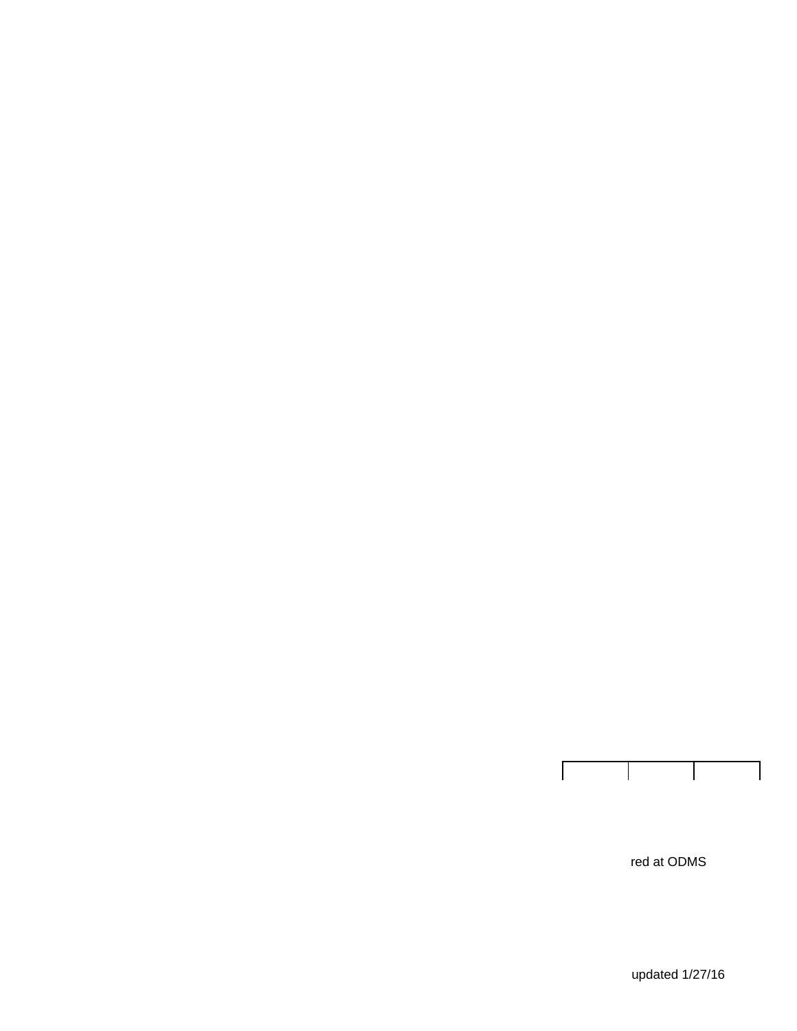| | | |
|---|---|---|
| | | |

red at ODMS

updated 1/27/16